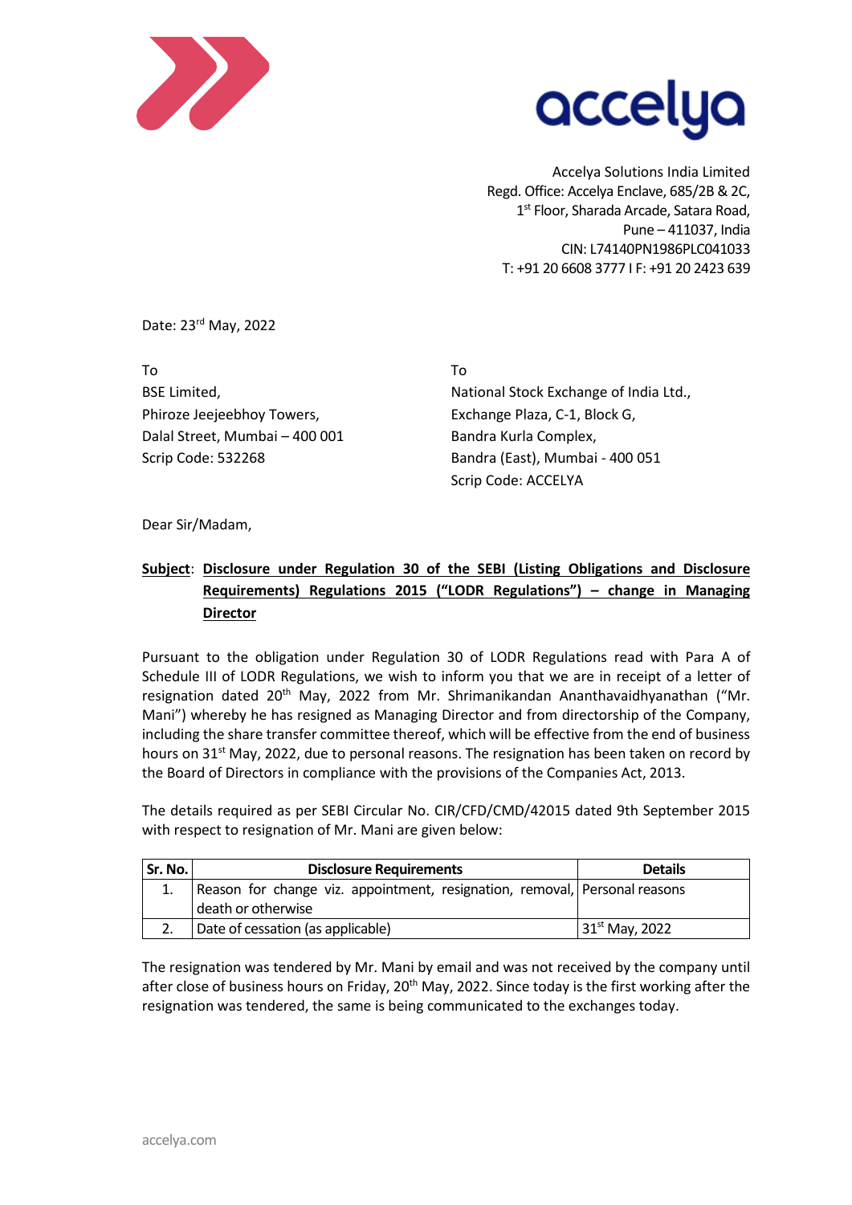Accelya Solutions India Limited
Regd. Office: Accelya Enclave, 685/2B & 2C,
1st Floor, Sharada Arcade, Satara Road,
Pune – 411037, India
CIN: L74140PN1986PLC041033
T: +91 20 6608 3777 I F: +91 20 2423 639

Date: 23rd May, 2022

To
BSE Limited,
Phiroze Jeejeebhoy Towers,
Dalal Street, Mumbai – 400 001
Scrip Code: 532268

To
National Stock Exchange of India Ltd.,
Exchange Plaza, C-1, Block G,
Bandra Kurla Complex,
Bandra (East), Mumbai - 400 051
Scrip Code: ACCELYA

Dear Sir/Madam,

**Subject: Disclosure under Regulation 30 of the SEBI (Listing Obligations and Disclosure Requirements) Regulations 2015 ("LODR Regulations") – change in Managing Director**

Pursuant to the obligation under Regulation 30 of LODR Regulations read with Para A of Schedule III of LODR Regulations, we wish to inform you that we are in receipt of a letter of resignation dated 20th May, 2022 from Mr. Shrimanikandan Ananthavaidhyanathan ("Mr. Mani") whereby he has resigned as Managing Director and from directorship of the Company, including the share transfer committee thereof, which will be effective from the end of business hours on 31st May, 2022, due to personal reasons. The resignation has been taken on record by the Board of Directors in compliance with the provisions of the Companies Act, 2013.

The details required as per SEBI Circular No. CIR/CFD/CMD/42015 dated 9th September 2015 with respect to resignation of Mr. Mani are given below:

| Sr. No. | Disclosure Requirements | Details |
|---|---|---|
| 1. | Reason for change viz. appointment, resignation, removal, death or otherwise | Personal reasons |
| 2. | Date of cessation (as applicable) | 31st May, 2022 |

The resignation was tendered by Mr. Mani by email and was not received by the company until after close of business hours on Friday, 20th May, 2022. Since today is the first working after the resignation was tendered, the same is being communicated to the exchanges today.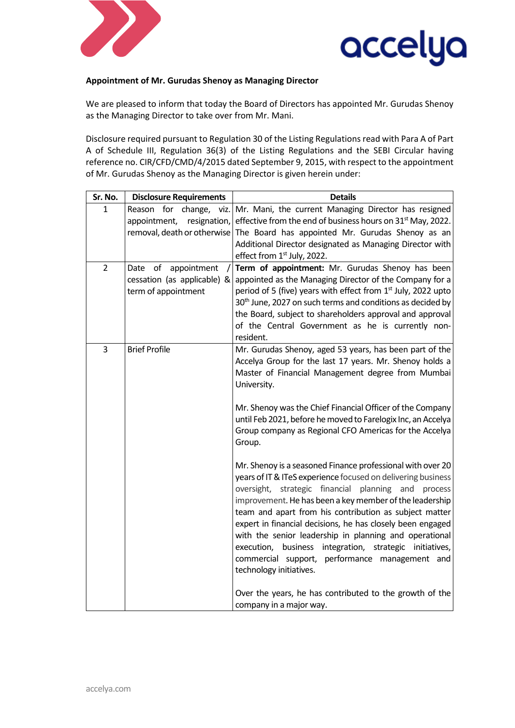**Appointment of Mr. Gurudas Shenoy as Managing Director**

We are pleased to inform that today the Board of Directors has appointed Mr. Gurudas Shenoy as the Managing Director to take over from Mr. Mani.

Disclosure required pursuant to Regulation 30 of the Listing Regulations read with Para A of Part A of Schedule III, Regulation 36(3) of the Listing Regulations and the SEBI Circular having reference no. CIR/CFD/CMD/4/2015 dated September 9, 2015, with respect to the appointment of Mr. Gurudas Shenoy as the Managing Director is given herein under:

| Sr. No. | Disclosure Requirements | Details |
|---|---|---|
| 1 | Reason for change, viz. appointment, resignation, removal, death or otherwise | Mr. Mani, the current Managing Director has resigned effective from the end of business hours on 31st May, 2022. The Board has appointed Mr. Gurudas Shenoy as an Additional Director designated as Managing Director with effect from 1st July, 2022. |
| 2 | Date of appointment / cessation (as applicable) & term of appointment | **Term of appointment:** Mr. Gurudas Shenoy has been appointed as the Managing Director of the Company for a period of 5 (five) years with effect from 1st July, 2022 upto 30th June, 2027 on such terms and conditions as decided by the Board, subject to shareholders approval and approval of the Central Government as he is currently non-resident. |
| 3 | Brief Profile | Mr. Gurudas Shenoy, aged 53 years, has been part of the Accelya Group for the last 17 years. Mr. Shenoy holds a Master of Financial Management degree from Mumbai University.<br><br>Mr. Shenoy was the Chief Financial Officer of the Company until Feb 2021, before he moved to Farelogix Inc, an Accelya Group company as Regional CFO Americas for the Accelya Group.<br><br>Mr. Shenoy is a seasoned Finance professional with over 20 years of IT & ITeS experience focused on delivering business oversight, strategic financial planning and process improvement. He has been a key member of the leadership team and apart from his contribution as subject matter expert in financial decisions, he has closely been engaged with the senior leadership in planning and operational execution, business integration, strategic initiatives, commercial support, performance management and technology initiatives.<br><br>Over the years, he has contributed to the growth of the company in a major way. |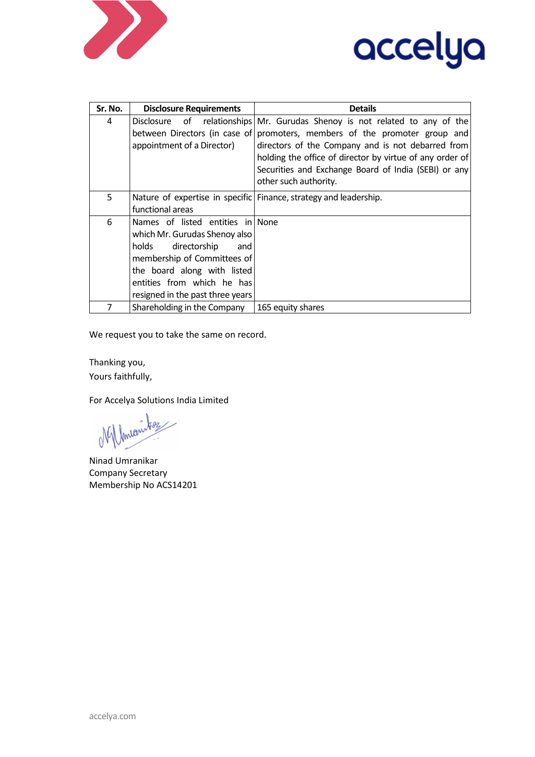| Sr. No. | Disclosure Requirements | Details |
|---|---|---|
| 4 | Disclosure of relationships between Directors (in case of appointment of a Director) | Mr. Gurudas Shenoy is not related to any of the promoters, members of the promoter group and directors of the Company and is not debarred from holding the office of director by virtue of any order of Securities and Exchange Board of India (SEBI) or any other such authority. |
| 5 | Nature of expertise in specific functional areas | Finance, strategy and leadership. |
| 6 | Names of listed entities in which Mr. Gurudas Shenoy also holds directorship and membership of Committees of the board along with listed entities from which he has resigned in the past three years | None |
| 7 | Shareholding in the Company | 165 equity shares |

We request you to take the same on record.

Thanking you,
Yours faithfully,

For Accelya Solutions India Limited

Ninad Umranikar
Company Secretary
Membership No ACS14201